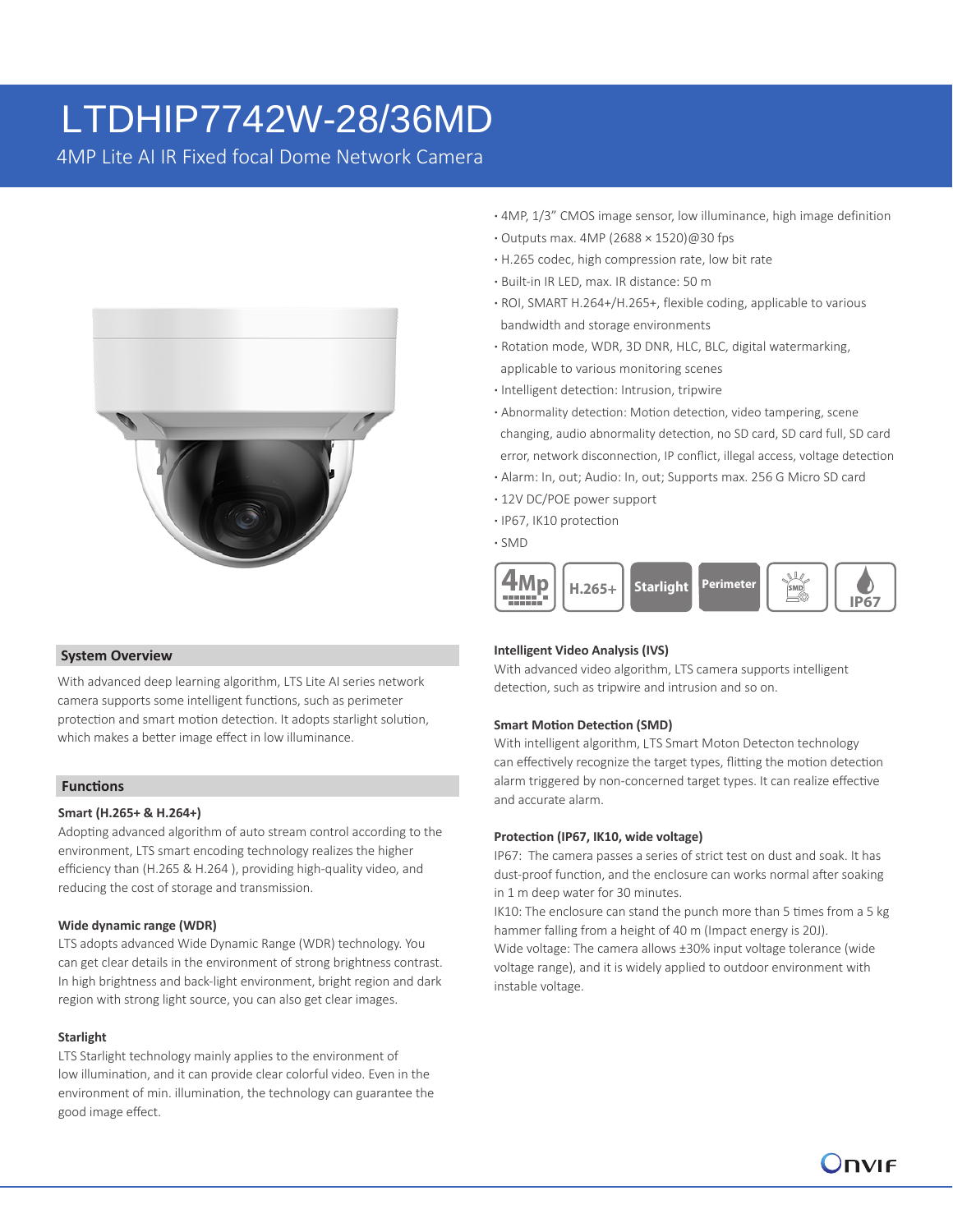# LTDHIP7742W-28/36MD

4MP Lite AI IR Fixed focal Dome Network Camera

- 4MP, 1/3" CMOS image sensor, low illuminance, high image definition
- Outputs max. 4MP (2688 × 1520)@30 fps
- H.265 codec, high compression rate, low bit rate
- Built-in IR LED, max. IR distance: 50 m
- ROI, SMART H.264+/H.265+, flexible coding, applicable to various bandwidth and storage environments
- Rotation mode, WDR, 3D DNR, HLC, BLC, digital watermarking, applicable to various monitoring scenes
- Intelligent detection: Intrusion, tripwire
- Abnormality detection: Motion detection, video tampering, scene changing, audio abnormality detection, no SD card, SD card full, SD card error, network disconnection, IP conflict, illegal access, voltage detection
- Alarm: In, out; Audio: In, out; Supports max. 256 G Micro SD card
- 12V DC/POE power support
- IP67, IK10 protection
- SMD

4Mp | H.265+ | Starlight | Perimeter | SMD | IP67

## System Overview

With advanced deep learning algorithm, LTS Lite AI series network camera supports some intelligent functions, such as perimeter protection and smart motion detection. It adopts starlight solution, which makes a better image effect in low illuminance.

## Functions

### Smart (H.265+ & H.264+)

Adopting advanced algorithm of auto stream control according to the environment, LTS smart encoding technology realizes the higher efficiency than (H.265 & H.264 ), providing high-quality video, and reducing the cost of storage and transmission.

### Wide dynamic range (WDR)

LTS adopts advanced Wide Dynamic Range (WDR) technology. You can get clear details in the environment of strong brightness contrast. In high brightness and back-light environment, bright region and dark region with strong light source, you can also get clear images.

### Starlight

LTS Starlight technology mainly applies to the environment of low illumination, and it can provide clear colorful video. Even in the environment of min. illumination, the technology can guarantee the good image effect.

### Intelligent Video Analysis (IVS)

With advanced video algorithm, LTS camera supports intelligent detection, such as tripwire and intrusion and so on.

### Smart Motion Detection (SMD)

With intelligent algorithm, LTS Smart Moton Detecton technology can effectively recognize the target types, flitting the motion detection alarm triggered by non-concerned target types. It can realize effective and accurate alarm.

### Protection (IP67, IK10, wide voltage)

IP67: The camera passes a series of strict test on dust and soak. It has dust-proof function, and the enclosure can works normal after soaking in 1 m deep water for 30 minutes.

IK10: The enclosure can stand the punch more than 5 times from a 5 kg hammer falling from a height of 40 m (Impact energy is 20J).

Wide voltage: The camera allows ±30% input voltage tolerance (wide voltage range), and it is widely applied to outdoor environment with instable voltage.

ONVIF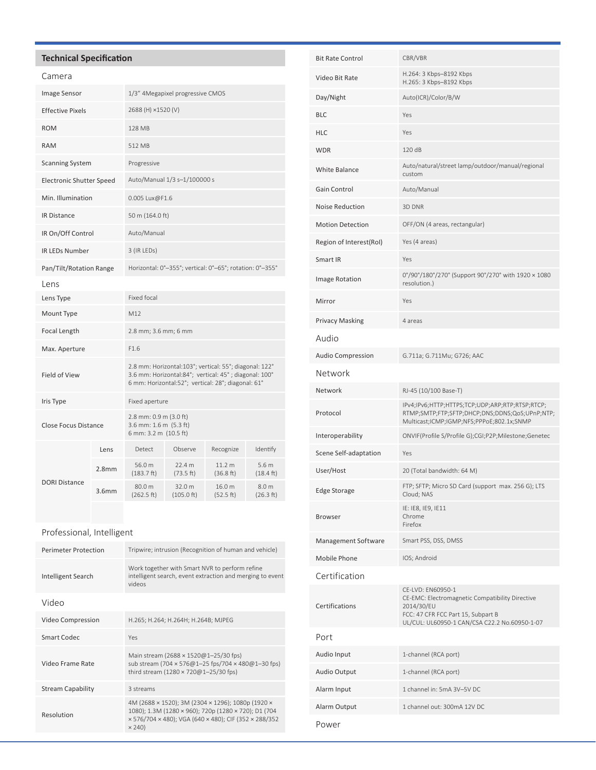## Technical Specification

### Camera

| | |
|---|---|
| Image Sensor | 1/3" 4Megapixel progressive CMOS |
| Effective Pixels | 2688 (H) ×1520 (V) |
| ROM | 128 MB |
| RAM | 512 MB |
| Scanning System | Progressive |
| Electronic Shutter Speed | Auto/Manual 1/3 s–1/100000 s |
| Min. Illumination | 0.005 Lux@F1.6 |
| IR Distance | 50 m (164.0 ft) |
| IR On/Off Control | Auto/Manual |
| IR LEDs Number | 3 (IR LEDs) |
| Pan/Tilt/Rotation Range | Horizontal: 0°–355°; vertical: 0°–65°; rotation: 0°–355° |

### Lens

| | |
|---|---|
| Lens Type | Fixed focal |
| Mount Type | M12 |
| Focal Length | 2.8 mm; 3.6 mm; 6 mm |
| Max. Aperture | F1.6 |
| Field of View | 2.8 mm: Horizontal:103°; vertical: 55°; diagonal: 122°<br>3.6 mm: Horizontal:84°; vertical: 45° ; diagonal: 100°<br>6 mm: Horizontal:52°; vertical: 28°; diagonal: 61° |
| Iris Type | Fixed aperture |
| Close Focus Distance | 2.8 mm: 0.9 m (3.0 ft)<br>3.6 mm: 1.6 m (5.3 ft)<br>6 mm: 3.2 m (10.5 ft) |

| DORI Distance | Lens | Detect | Observe | Recognize | Identify |
|---|---|---|---|---|---|
| | 2.8mm | 56.0 m (183.7 ft) | 22.4 m (73.5 ft) | 11.2 m (36.8 ft) | 5.6 m (18.4 ft) |
| | 3.6mm | 80.0 m (262.5 ft) | 32.0 m (105.0 ft) | 16.0 m (52.5 ft) | 8.0 m (26.3 ft) |

### Professional, Intelligent

| | |
|---|---|
| Perimeter Protection | Tripwire; intrusion (Recognition of human and vehicle) |
| Intelligent Search | Work together with Smart NVR to perform refine intelligent search, event extraction and merging to event videos |

### Video

| | |
|---|---|
| Video Compression | H.265; H.264; H.264H; H.264B; MJPEG |
| Smart Codec | Yes |
| Video Frame Rate | Main stream (2688 × 1520@1–25/30 fps)<br>sub stream (704 × 576@1–25 fps/704 × 480@1–30 fps)<br>third stream (1280 × 720@1–25/30 fps) |
| Stream Capability | 3 streams |
| Resolution | 4M (2688 × 1520); 3M (2304 × 1296); 1080p (1920 × 1080); 1.3M (1280 × 960); 720p (1280 × 720); D1 (704 × 576/704 × 480); VGA (640 × 480); CIF (352 × 288/352 × 240) |
| Bit Rate Control | CBR/VBR |
| Video Bit Rate | H.264: 3 Kbps–8192 Kbps<br>H.265: 3 Kbps–8192 Kbps |
| Day/Night | Auto(ICR)/Color/B/W |
| BLC | Yes |
| HLC | Yes |
| WDR | 120 dB |
| White Balance | Auto/natural/street lamp/outdoor/manual/regional custom |
| Gain Control | Auto/Manual |
| Noise Reduction | 3D DNR |
| Motion Detection | OFF/ON (4 areas, rectangular) |
| Region of Interest(RoI) | Yes (4 areas) |
| Smart IR | Yes |
| Image Rotation | 0°/90°/180°/270° (Support 90°/270° with 1920 × 1080 resolution.) |
| Mirror | Yes |
| Privacy Masking | 4 areas |

### Audio

| | |
|---|---|
| Audio Compression | G.711a; G.711Mu; G726; AAC |

### Network

| | |
|---|---|
| Network | RJ-45 (10/100 Base-T) |
| Protocol | IPv4;IPv6;HTTP;HTTPS;TCP;UDP;ARP;RTP;RTSP;RTCP; RTMP;SMTP;FTP;SFTP;DHCP;DNS;DDNS;QoS;UPnP;NTP; Multicast;ICMP;IGMP;NFS;PPPoE;802.1x;SNMP |
| Interoperability | ONVIF(Profile S/Profile G);CGI;P2P;Milestone;Genetec |
| Scene Self-adaptation | Yes |
| User/Host | 20 (Total bandwidth: 64 M) |
| Edge Storage | FTP; SFTP; Micro SD Card (support max. 256 G); LTS Cloud; NAS |
| Browser | IE: IE8, IE9, IE11<br>Chrome<br>Firefox |
| Management Software | Smart PSS, DSS, DMSS |
| Mobile Phone | IOS; Android |

### Certification

| | |
|---|---|
| Certifications | CE-LVD: EN60950-1<br>CE-EMC: Electromagnetic Compatibility Directive 2014/30/EU<br>FCC: 47 CFR FCC Part 15, Subpart B<br>UL/CUL: UL60950-1 CAN/CSA C22.2 No.60950-1-07 |

### Port

| | |
|---|---|
| Audio Input | 1-channel (RCA port) |
| Audio Output | 1-channel (RCA port) |
| Alarm Input | 1 channel in: 5mA 3V–5V DC |
| Alarm Output | 1 channel out: 300mA 12V DC |

### Power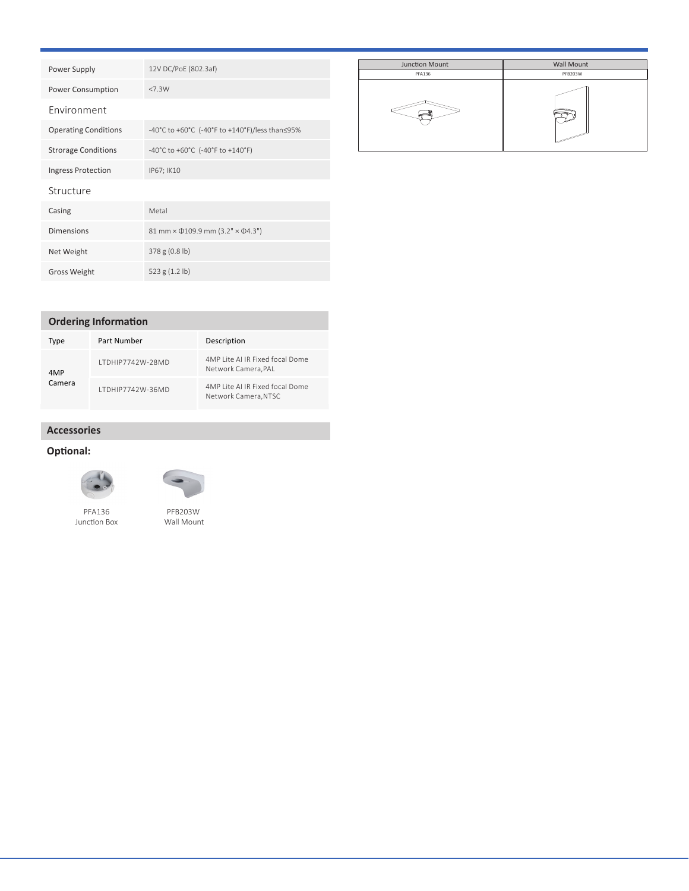| | |
|---|---|
| Power Supply | 12V DC/PoE (802.3af) |
| Power Consumption | <7.3W |

### Environment

| | |
|---|---|
| Operating Conditions | -40°C to +60°C (-40°F to +140°F)/less than≤95% |
| Strorage Conditions | -40°C to +60°C (-40°F to +140°F) |
| Ingress Protection | IP67; IK10 |

### Structure

| | |
|---|---|
| Casing | Metal |
| Dimensions | 81 mm × Φ109.9 mm (3.2" × Φ4.3") |
| Net Weight | 378 g (0.8 lb) |
| Gross Weight | 523 g (1.2 lb) |

| Junction Mount | Wall Mount |
|---|---|
| PFA136 | PFB203W |

## Ordering Information

| Type | Part Number | Description |
|---|---|---|
| 4MP Camera | LTDHIP7742W-28MD | 4MP Lite AI IR Fixed focal Dome Network Camera,PAL |
| | LTDHIP7742W-36MD | 4MP Lite AI IR Fixed focal Dome Network Camera,NTSC |

## Accessories

### Optional:

PFA136
Junction Box

PFB203W
Wall Mount